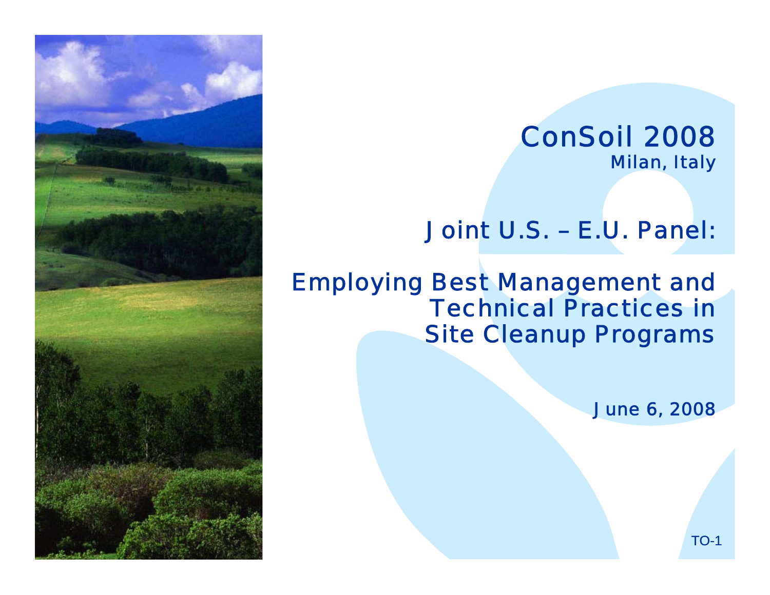# ConSoil 2008

Milan, Italy

## Joint U.S. – E.U. Panel:

## Employing Best Management and Technical Practices in Site Cleanup Programs

June 6, 2008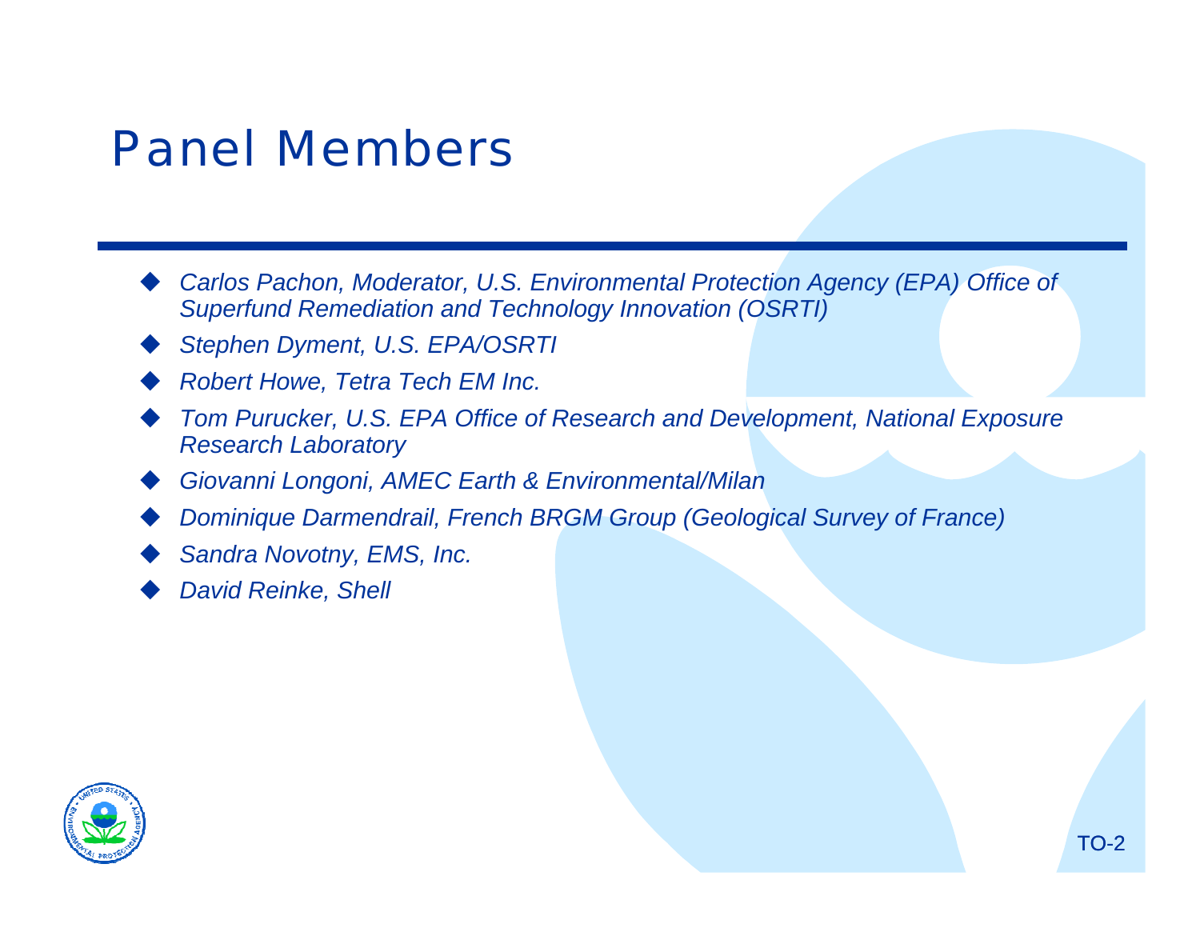# Panel Members

- *Carlos Pachon, Moderator, U.S. Environmental Protection Agency (EPA) Office of Superfund Remediation and Technology Innovation (OSRTI)*
- *Stephen Dyment, U.S. EPA/OSRTI*
- *Robert Howe, Tetra Tech EM Inc.*
- *Tom Purucker, U.S. EPA Office of Research and Development, National Exposure Research Laboratory*
- *Giovanni Longoni, AMEC Earth & Environmental/Milan*
- *Dominique Darmendrail, French BRGM Group (Geological Survey of France)*
- *Sandra Novotny, EMS, Inc.*
- *David Reinke, Shell*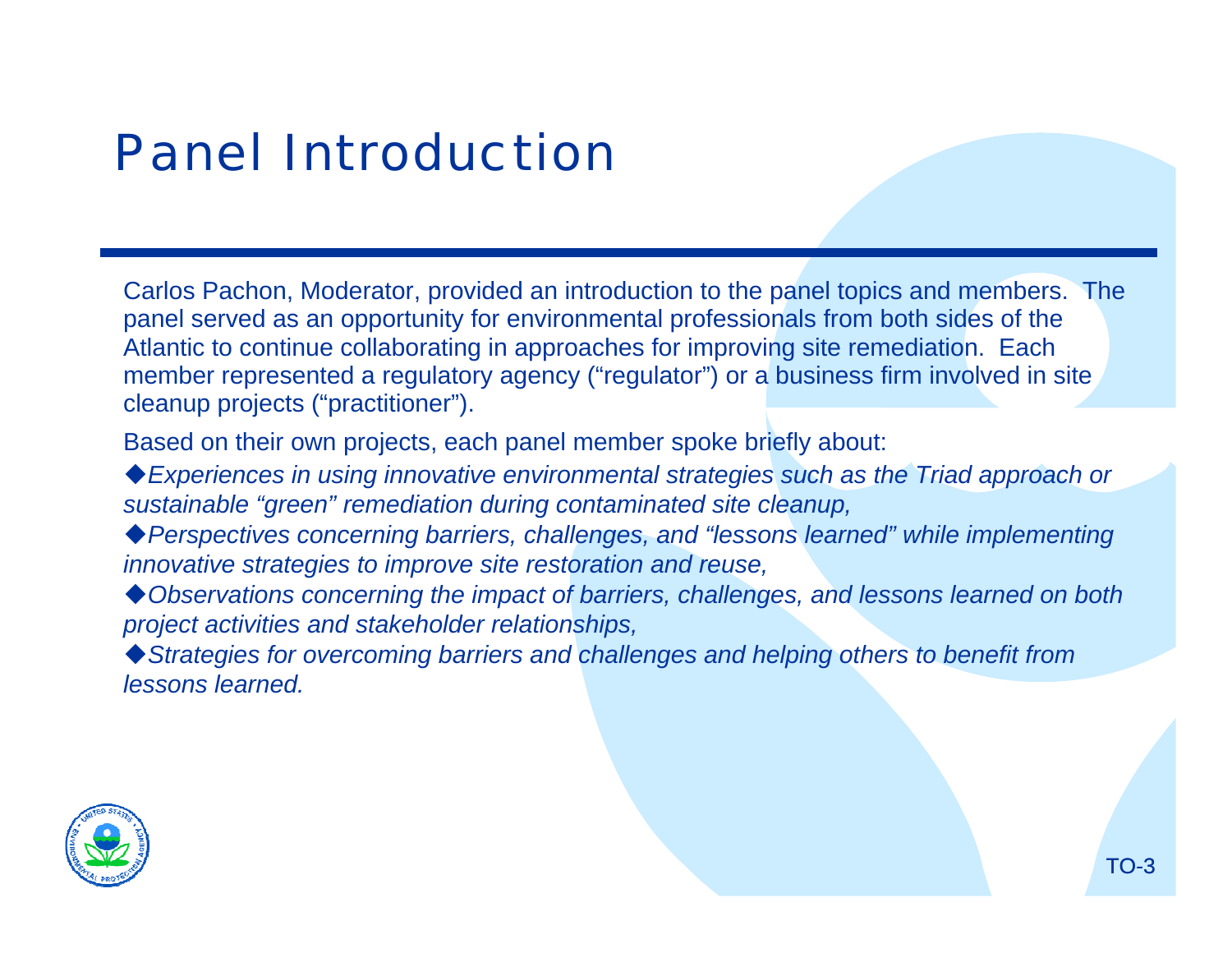# Panel Introduction

Carlos Pachon, Moderator, provided an introduction to the panel topics and members. The panel served as an opportunity for environmental professionals from both sides of the Atlantic to continue collaborating in approaches for improving site remediation. Each member represented a regulatory agency ("regulator") or a business firm involved in site cleanup projects ("practitioner").

Based on their own projects, each panel member spoke briefly about:

- *Experiences in using innovative environmental strategies such as the Triad approach or sustainable "green" remediation during contaminated site cleanup,*
- *Perspectives concerning barriers, challenges, and "lessons learned" while implementing innovative strategies to improve site restoration and reuse,*
- *Observations concerning the impact of barriers, challenges, and lessons learned on both project activities and stakeholder relationships,*
- *Strategies for overcoming barriers and challenges and helping others to benefit from lessons learned.*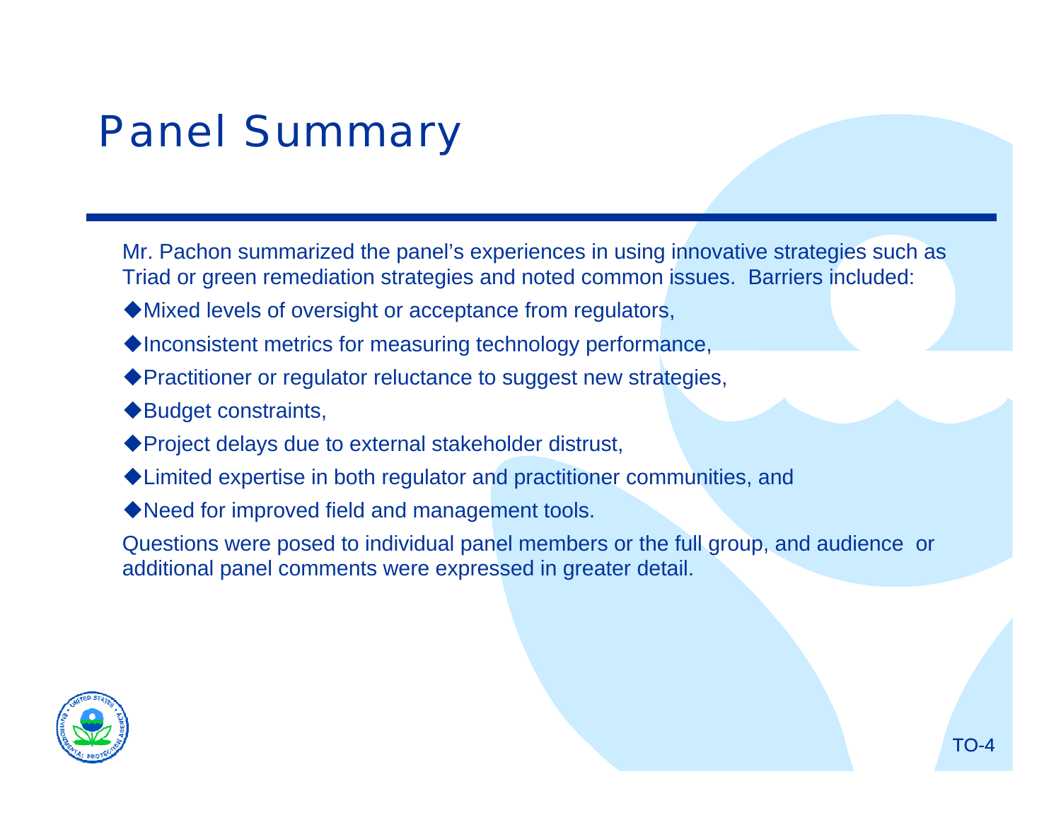# Panel Summary

Mr. Pachon summarized the panel's experiences in using innovative strategies such as Triad or green remediation strategies and noted common issues. Barriers included:

- Mixed levels of oversight or acceptance from regulators,
- Inconsistent metrics for measuring technology performance,
- Practitioner or regulator reluctance to suggest new strategies,
- Budget constraints,
- Project delays due to external stakeholder distrust,
- Limited expertise in both regulator and practitioner communities, and
- Need for improved field and management tools.

Questions were posed to individual panel members or the full group, and audience or additional panel comments were expressed in greater detail.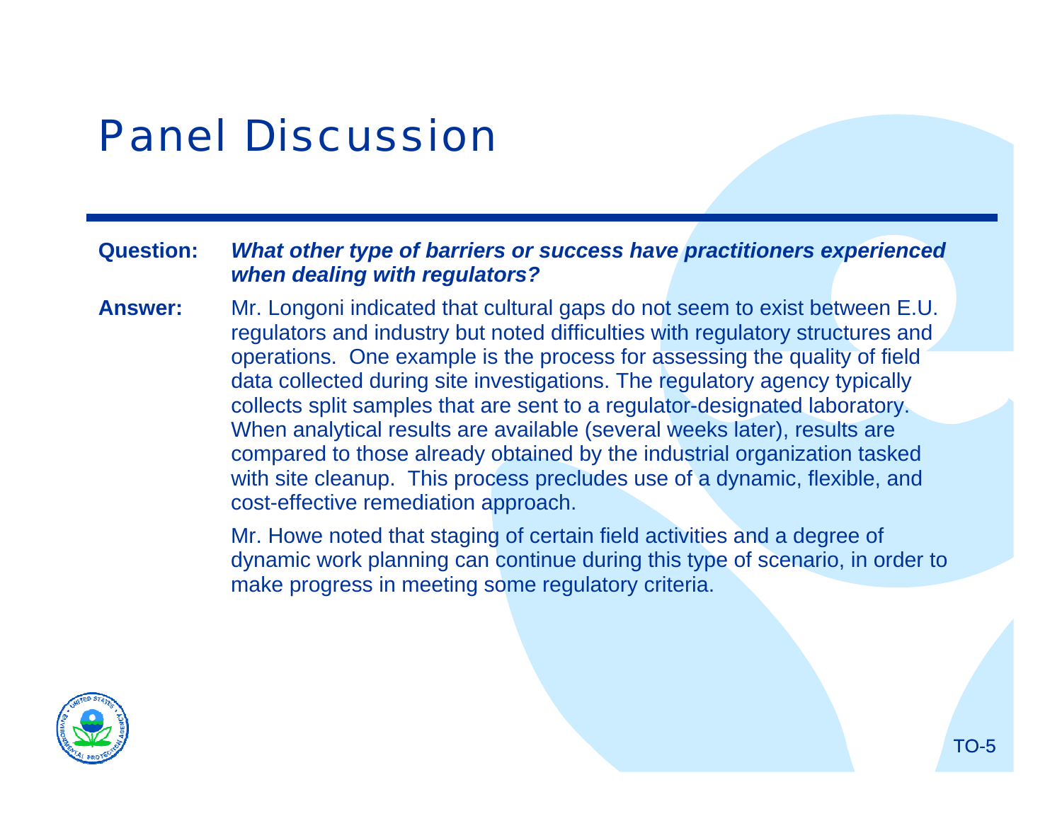# Panel Discussion

**Question:** ***What other type of barriers or success have practitioners experienced when dealing with regulators?***

**Answer:** Mr. Longoni indicated that cultural gaps do not seem to exist between E.U. regulators and industry but noted difficulties with regulatory structures and operations. One example is the process for assessing the quality of field data collected during site investigations. The regulatory agency typically collects split samples that are sent to a regulator-designated laboratory. When analytical results are available (several weeks later), results are compared to those already obtained by the industrial organization tasked with site cleanup. This process precludes use of a dynamic, flexible, and cost-effective remediation approach.

Mr. Howe noted that staging of certain field activities and a degree of dynamic work planning can continue during this type of scenario, in order to make progress in meeting some regulatory criteria.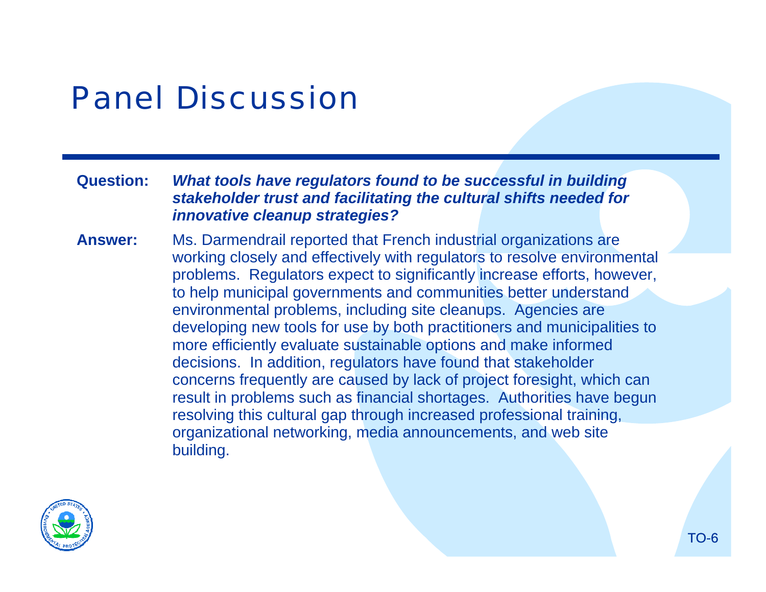# Panel Discussion

**Question:** ***What tools have regulators found to be successful in building stakeholder trust and facilitating the cultural shifts needed for innovative cleanup strategies?***

**Answer:** Ms. Darmendrail reported that French industrial organizations are working closely and effectively with regulators to resolve environmental problems. Regulators expect to significantly increase efforts, however, to help municipal governments and communities better understand environmental problems, including site cleanups. Agencies are developing new tools for use by both practitioners and municipalities to more efficiently evaluate sustainable options and make informed decisions. In addition, regulators have found that stakeholder concerns frequently are caused by lack of project foresight, which can result in problems such as financial shortages. Authorities have begun resolving this cultural gap through increased professional training, organizational networking, media announcements, and web site building.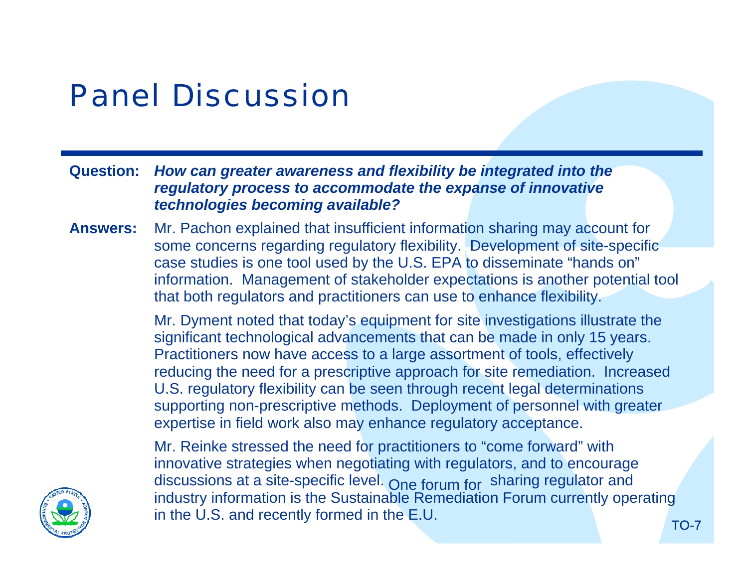# Panel Discussion

**Question:** ***How can greater awareness and flexibility be integrated into the regulatory process to accommodate the expanse of innovative technologies becoming available?***

**Answers:** Mr. Pachon explained that insufficient information sharing may account for some concerns regarding regulatory flexibility. Development of site-specific case studies is one tool used by the U.S. EPA to disseminate "hands on" information. Management of stakeholder expectations is another potential tool that both regulators and practitioners can use to enhance flexibility.

Mr. Dyment noted that today's equipment for site investigations illustrate the significant technological advancements that can be made in only 15 years. Practitioners now have access to a large assortment of tools, effectively reducing the need for a prescriptive approach for site remediation. Increased U.S. regulatory flexibility can be seen through recent legal determinations supporting non-prescriptive methods. Deployment of personnel with greater expertise in field work also may enhance regulatory acceptance.

Mr. Reinke stressed the need for practitioners to "come forward" with innovative strategies when negotiating with regulators, and to encourage discussions at a site-specific level. One forum for sharing regulator and industry information is the Sustainable Remediation Forum currently operating in the U.S. and recently formed in the E.U.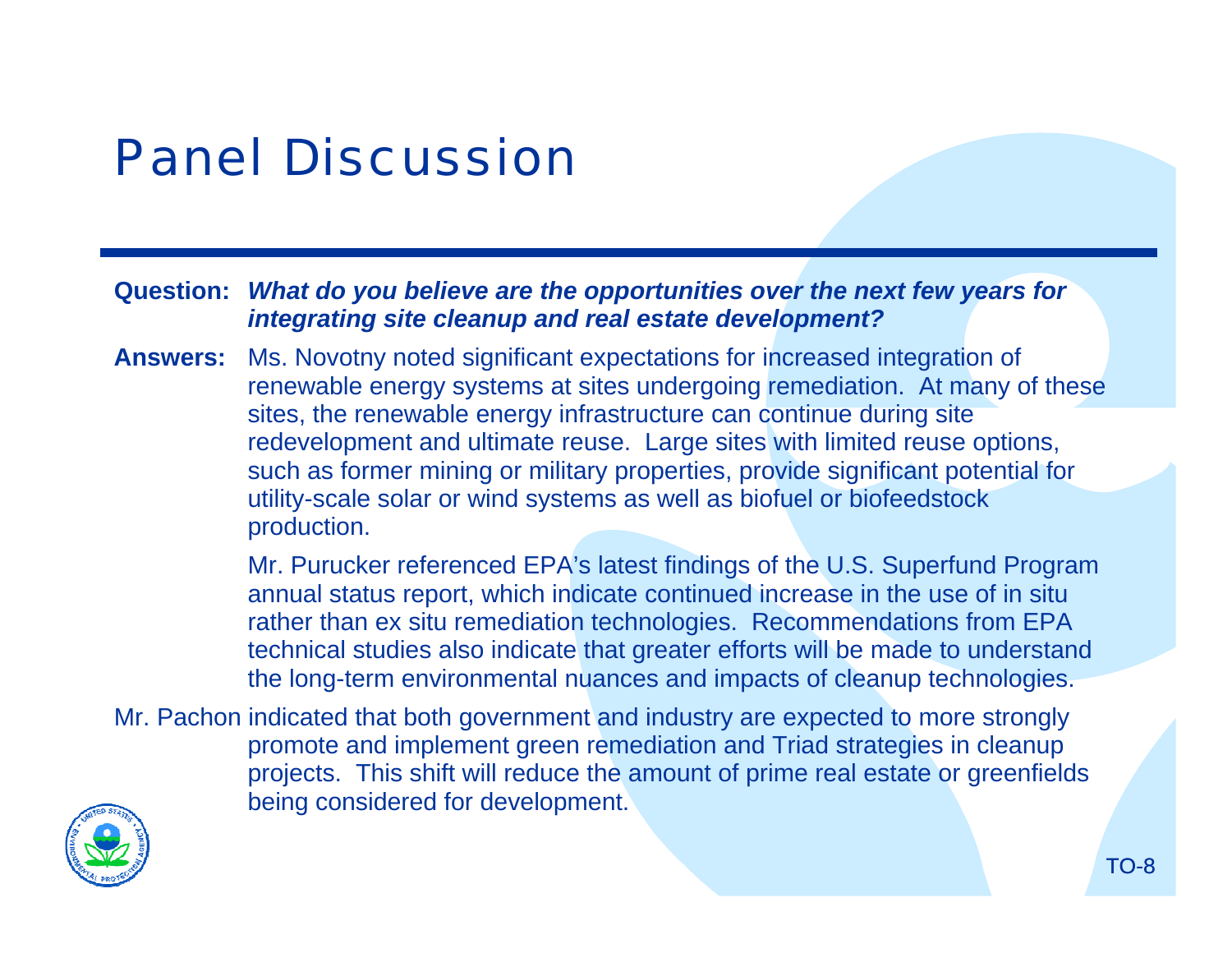# Panel Discussion

**Question:** ***What do you believe are the opportunities over the next few years for integrating site cleanup and real estate development?***

**Answers:** Ms. Novotny noted significant expectations for increased integration of renewable energy systems at sites undergoing remediation. At many of these sites, the renewable energy infrastructure can continue during site redevelopment and ultimate reuse. Large sites with limited reuse options, such as former mining or military properties, provide significant potential for utility-scale solar or wind systems as well as biofuel or biofeedstock production.

Mr. Purucker referenced EPA's latest findings of the U.S. Superfund Program annual status report, which indicate continued increase in the use of in situ rather than ex situ remediation technologies. Recommendations from EPA technical studies also indicate that greater efforts will be made to understand the long-term environmental nuances and impacts of cleanup technologies.

Mr. Pachon indicated that both government and industry are expected to more strongly promote and implement green remediation and Triad strategies in cleanup projects. This shift will reduce the amount of prime real estate or greenfields being considered for development.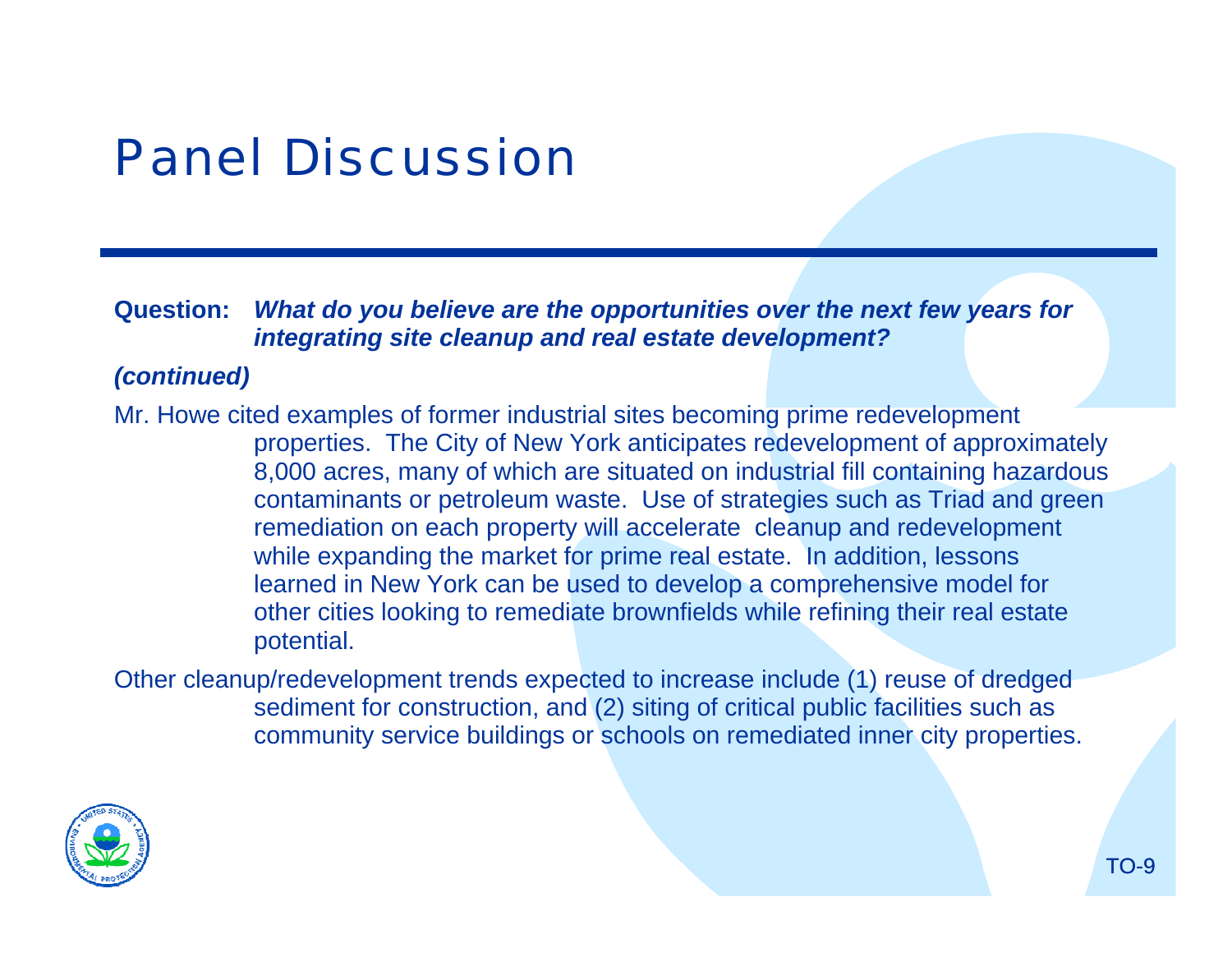# Panel Discussion

**Question:** ***What do you believe are the opportunities over the next few years for integrating site cleanup and real estate development?***

***(continued)***

Mr. Howe cited examples of former industrial sites becoming prime redevelopment properties. The City of New York anticipates redevelopment of approximately 8,000 acres, many of which are situated on industrial fill containing hazardous contaminants or petroleum waste. Use of strategies such as Triad and green remediation on each property will accelerate cleanup and redevelopment while expanding the market for prime real estate. In addition, lessons learned in New York can be used to develop a comprehensive model for other cities looking to remediate brownfields while refining their real estate potential.

Other cleanup/redevelopment trends expected to increase include (1) reuse of dredged sediment for construction, and (2) siting of critical public facilities such as community service buildings or schools on remediated inner city properties.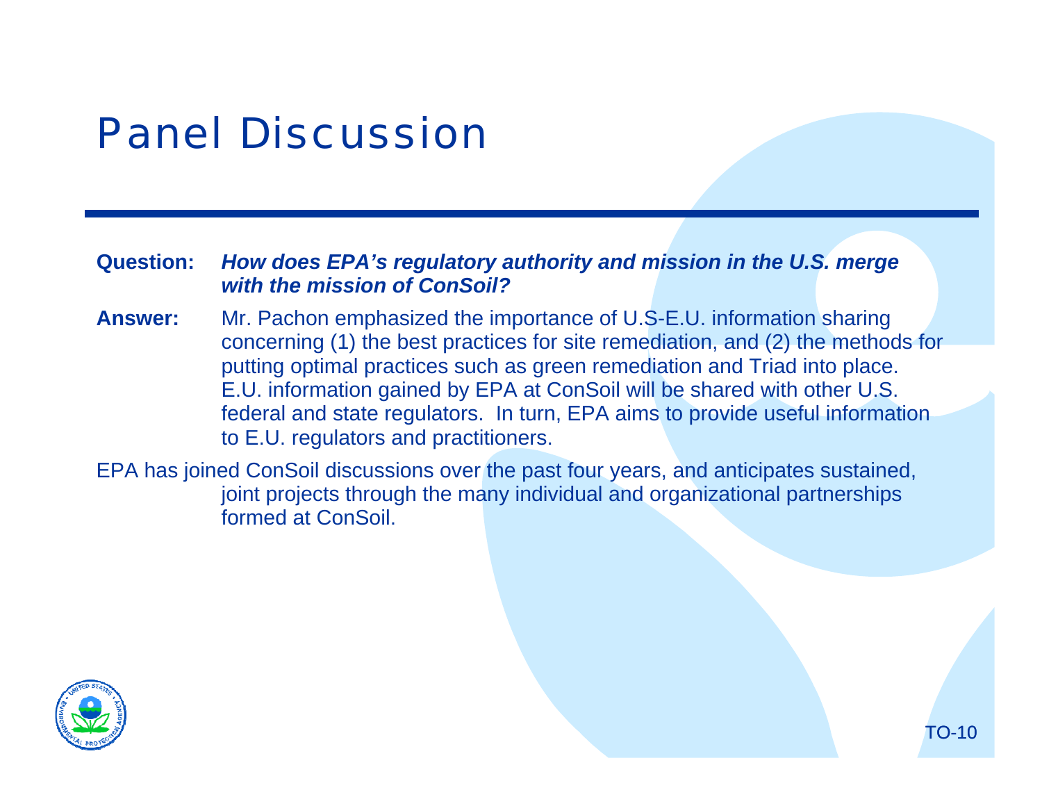# Panel Discussion

**Question:** ***How does EPA's regulatory authority and mission in the U.S. merge with the mission of ConSoil?***

**Answer:** Mr. Pachon emphasized the importance of U.S-E.U. information sharing concerning (1) the best practices for site remediation, and (2) the methods for putting optimal practices such as green remediation and Triad into place. E.U. information gained by EPA at ConSoil will be shared with other U.S. federal and state regulators. In turn, EPA aims to provide useful information to E.U. regulators and practitioners.

EPA has joined ConSoil discussions over the past four years, and anticipates sustained, joint projects through the many individual and organizational partnerships formed at ConSoil.